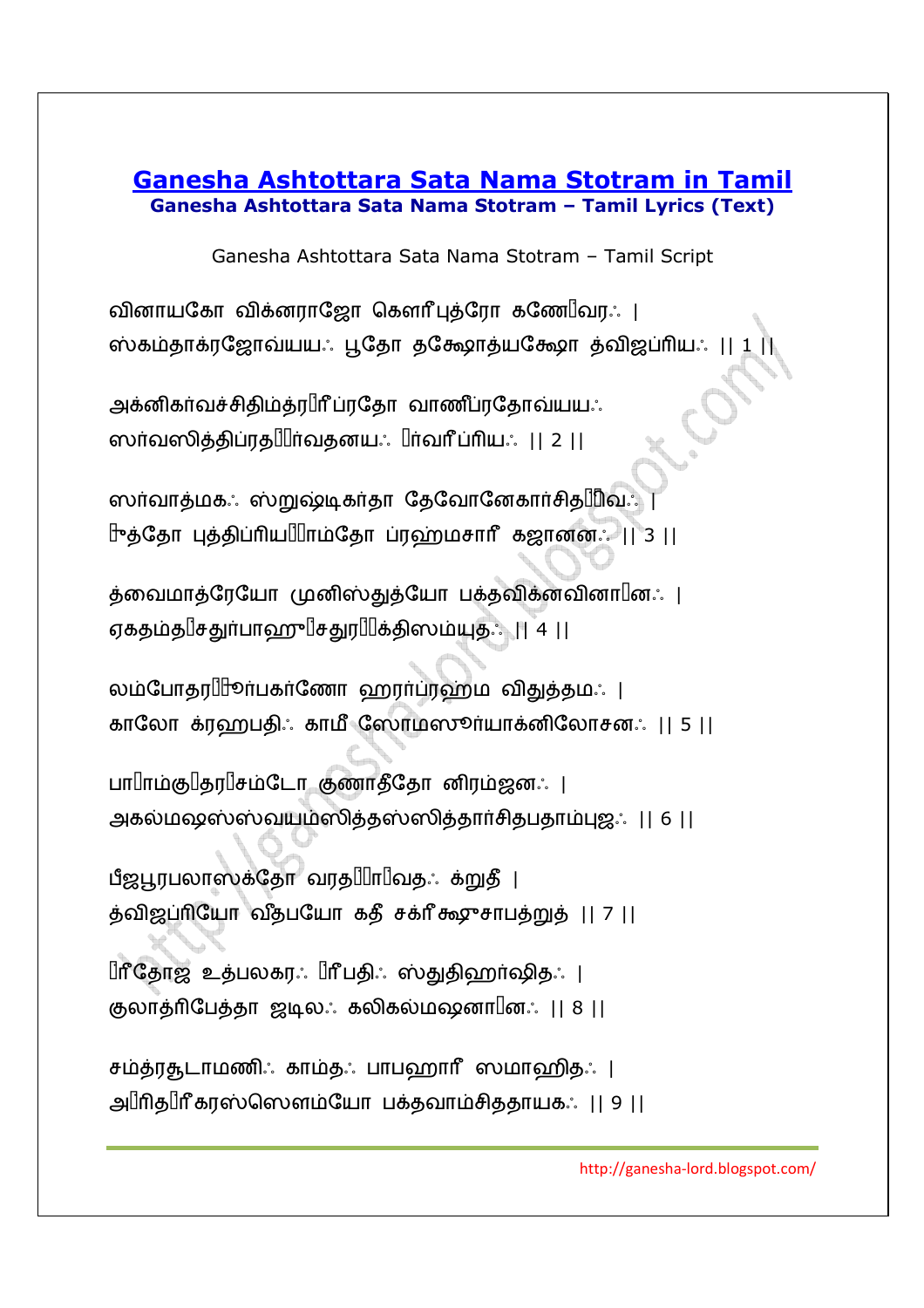# Ganesha Ashtottara Sata Nama Stotram in Tamil

**Ganesha Ashtottara Sata Nama Stotram – Tamil Lyrics (Text)**

Ganesha Ashtottara Sata Nama Stotram – Tamil Script

வினாயகோ விக்னராஜோ கௌரீபுத்ரோ கணே□வர꞉ |
ஸ்கம்தாக்ரஜோவ்யய꞉ பூதோ தக்ஷோத்யக்ஷோ த்விஜப்ரிய꞉ || 1 ||

அக்னிகர்வச்சிதிம்த்ர□ரீப்ரதோ வாணீப்ரதோவ்யய꞉
ஸர்வஸித்திப்ரத□□ர்வதனய꞉ □ர்வரீப்ரிய꞉ || 2 ||

ஸர்வாத்மக꞉ ஸ்றுஷ்டிகர்தா தேவோனேகார்சித□□வ꞉ |
□த்தோ புத்திப்ரிய□□ாம்தோ ப்ரஹ்மசாரீ கஜானன꞉ || 3 ||

த்வைமாத்ரேயோ முனிஸ்துத்யோ பக்தவிக்னவினா□ன꞉ |
ஏகதம்த□சதுர்பாஹு□சதுர□□க்திஸம்யுத꞉ || 4 ||

லம்போதர□□ர்பகர்ணோ ஹரர்ப்ரஹ்ம விதுத்தம꞉ |
காலோ க்ரஹபதி꞉ காமீ ஸோமஸூர்யாக்னிலோசன꞉ || 5 ||

பா□ாம்கு□தர□சம்டோ குணாதீதோ னிரம்ஜன꞉ |
அகல்மஷஸ்ஸ்வயம்ஸித்தஸ்ஸித்தார்சிதபதாம்புஜ꞉ || 6 ||

பீஜபூரபலாஸக்தோ வரத□□ா□வத꞉ க்றுதீ |
த்விஜப்ரியோ வீதபயோ கதீ சக்ரீக்ஷுசாபத்றுத் || 7 ||

□ரீதோஜ உத்பலகர꞉ □ரீபதி꞉ ஸ்துதிஹர்ஷித꞉ |
குலாத்ரிபேத்தா ஜடில꞉ கலிகல்மஷனா□ன꞉ || 8 ||

சம்த்ரசூடாமணி꞉ காம்த꞉ பாபஹாரீ ஸமாஹித꞉ |
அ□ரித□ரீகரஸ்ஸௌம்யோ பக்தவாம்சிததாயக꞉ || 9 ||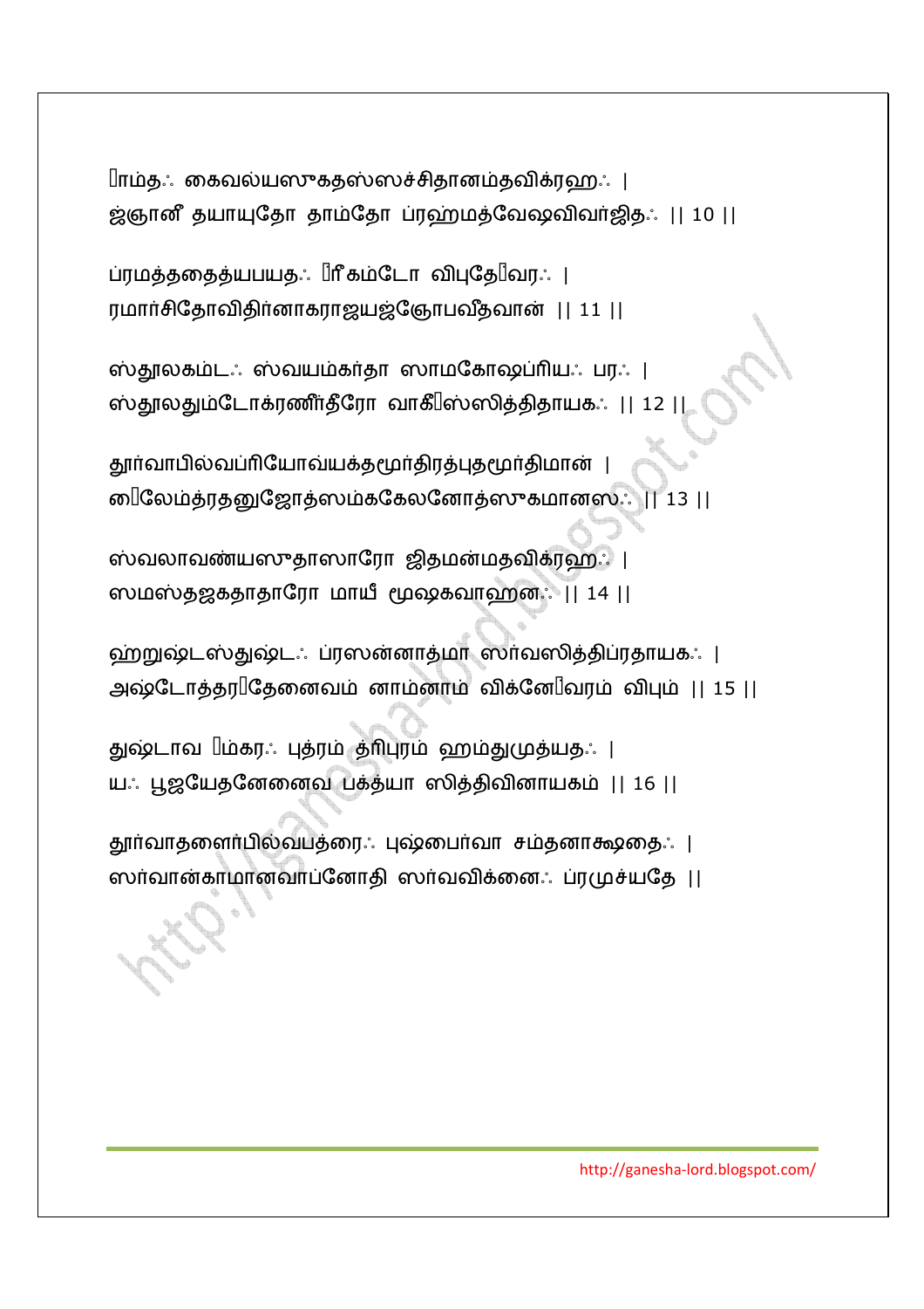ாம்த꞉ கைவல்யஸுகதஸ்ஸச்சிதானம்தவிக்ரஹ꞉ |
ஜ்ஞானீ தயாயுதோ தாம்தோ ப்ரஹ்மத்வேஷவிவர்ஜித꞉ || 10 ||

ப்ரமத்ததைத்யபயத꞉ ரீகம்டோ விபுதேவர꞉ |
ரமார்சிதோவிதிர்னாகராஜயஜ்ஞோபவீதவான் || 11 ||

ஸ்தூலகம்ட꞉ ஸ்வயம்கர்தா ஸாமகோஷப்ரிய꞉ பர꞉ |
ஸ்தூலதும்டோக்ரணீர்தீரோ வாகீஸ்ஸித்திதாயக꞉ || 12 ||

தூர்வாபில்வப்ரியோவ்யக்தமூர்திரத்புதமூர்திமான் |
லேம்த்ரதனுஜோத்ஸம்ககேலனோத்ஸுகமானஸ꞉ || 13 ||

ஸ்வலாவண்யஸுதாஸாரோ ஜிதமன்மதவிக்ரஹ꞉ |
ஸமஸ்தஜகதாதாரோ மாயீ மூஷகவாஹன꞉ || 14 ||

ஹ்றுஷ்டஸ்துஷ்ட꞉ ப்ரஸன்னாத்மா ஸர்வஸித்திப்ரதாயக꞉ |
அஷ்டோத்தரதேனைவம் னாம்னாம் விக்னேவரம் விபும் || 15 ||

துஷ்டாவ ம்கர꞉ புத்ரம் த்ரிபுரம் ஹம்துமுத்யத꞉ |
ய꞉ பூஜயேதனேனைவ பக்த்யா ஸித்திவினாயகம் || 16 ||

தூர்வாதளைர்பில்வபத்ரை꞉ புஷ்பைர்வா சம்தனாக்ஷதை꞉ |
ஸர்வான்காமானவாப்னோதி ஸர்வவிக்னை꞉ ப்ரமுச்யதே ||